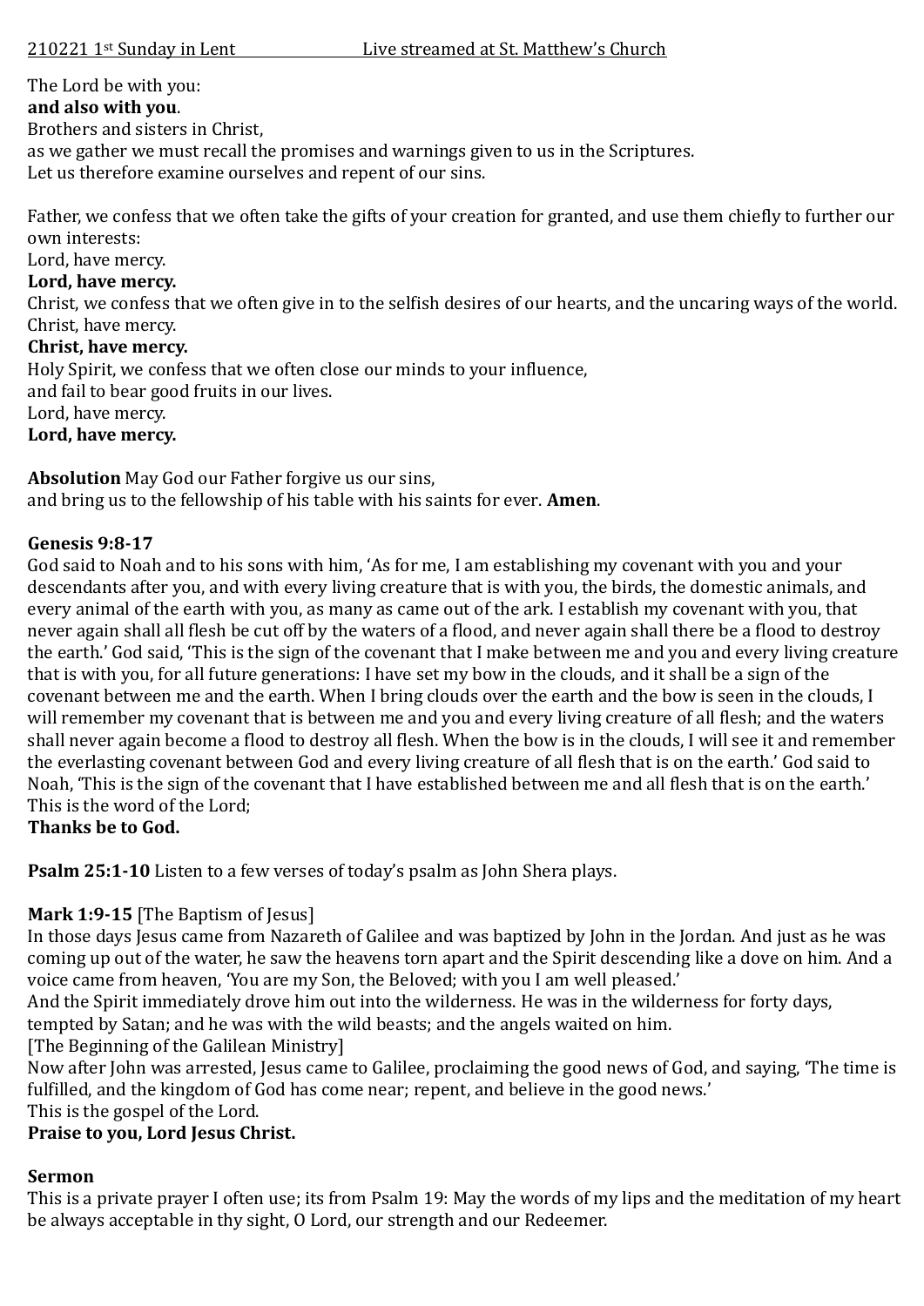210221 1st Sunday in Lent Live streamed at St. Matthew's Church

The Lord be with you:
**and also with you**.
Brothers and sisters in Christ,
as we gather we must recall the promises and warnings given to us in the Scriptures.
Let us therefore examine ourselves and repent of our sins.

Father, we confess that we often take the gifts of your creation for granted, and use them chiefly to further our own interests:
Lord, have mercy.
**Lord, have mercy.**
Christ, we confess that we often give in to the selfish desires of our hearts, and the uncaring ways of the world.
Christ, have mercy.
**Christ, have mercy.**
Holy Spirit, we confess that we often close our minds to your influence,
and fail to bear good fruits in our lives.
Lord, have mercy.
**Lord, have mercy.**

**Absolution** May God our Father forgive us our sins,
and bring us to the fellowship of his table with his saints for ever. **Amen**.

**Genesis 9:8-17**
God said to Noah and to his sons with him, 'As for me, I am establishing my covenant with you and your descendants after you, and with every living creature that is with you, the birds, the domestic animals, and every animal of the earth with you, as many as came out of the ark. I establish my covenant with you, that never again shall all flesh be cut off by the waters of a flood, and never again shall there be a flood to destroy the earth.' God said, 'This is the sign of the covenant that I make between me and you and every living creature that is with you, for all future generations: I have set my bow in the clouds, and it shall be a sign of the covenant between me and the earth. When I bring clouds over the earth and the bow is seen in the clouds, I will remember my covenant that is between me and you and every living creature of all flesh; and the waters shall never again become a flood to destroy all flesh. When the bow is in the clouds, I will see it and remember the everlasting covenant between God and every living creature of all flesh that is on the earth.' God said to Noah, 'This is the sign of the covenant that I have established between me and all flesh that is on the earth.'
This is the word of the Lord;
**Thanks be to God.**

**Psalm 25:1-10** Listen to a few verses of today's psalm as John Shera plays.

**Mark 1:9-15** [The Baptism of Jesus]
In those days Jesus came from Nazareth of Galilee and was baptized by John in the Jordan. And just as he was coming up out of the water, he saw the heavens torn apart and the Spirit descending like a dove on him. And a voice came from heaven, 'You are my Son, the Beloved; with you I am well pleased.'
And the Spirit immediately drove him out into the wilderness. He was in the wilderness for forty days, tempted by Satan; and he was with the wild beasts; and the angels waited on him.
[The Beginning of the Galilean Ministry]
Now after John was arrested, Jesus came to Galilee, proclaiming the good news of God, and saying, 'The time is fulfilled, and the kingdom of God has come near; repent, and believe in the good news.'
This is the gospel of the Lord.
**Praise to you, Lord Jesus Christ.**

**Sermon**
This is a private prayer I often use; its from Psalm 19: May the words of my lips and the meditation of my heart be always acceptable in thy sight, O Lord, our strength and our Redeemer.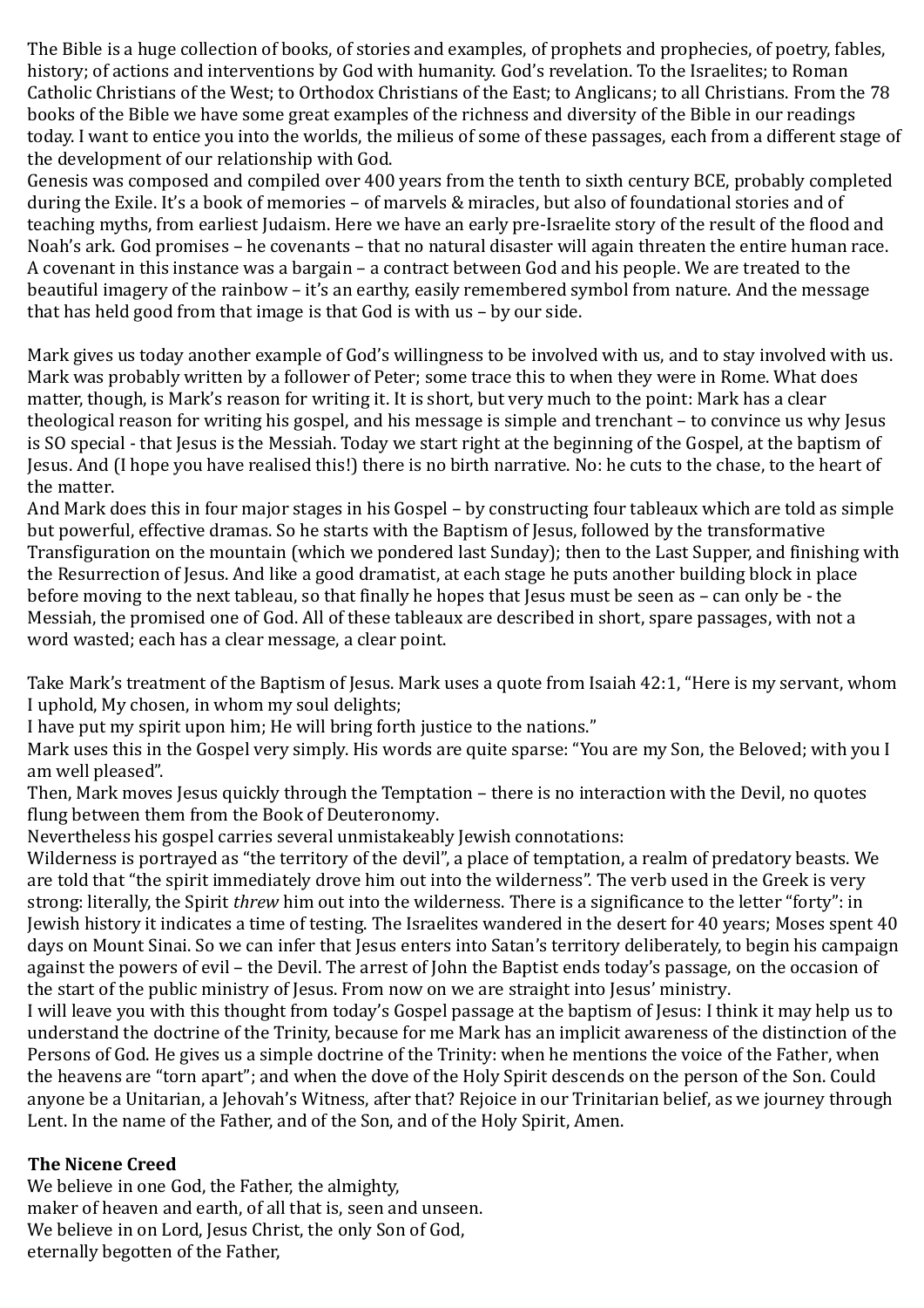The Bible is a huge collection of books, of stories and examples, of prophets and prophecies, of poetry, fables, history; of actions and interventions by God with humanity. God's revelation. To the Israelites; to Roman Catholic Christians of the West; to Orthodox Christians of the East; to Anglicans; to all Christians. From the 78 books of the Bible we have some great examples of the richness and diversity of the Bible in our readings today. I want to entice you into the worlds, the milieus of some of these passages, each from a different stage of the development of our relationship with God.

Genesis was composed and compiled over 400 years from the tenth to sixth century BCE, probably completed during the Exile. It's a book of memories – of marvels & miracles, but also of foundational stories and of teaching myths, from earliest Judaism. Here we have an early pre-Israelite story of the result of the flood and Noah's ark. God promises – he covenants – that no natural disaster will again threaten the entire human race. A covenant in this instance was a bargain – a contract between God and his people. We are treated to the beautiful imagery of the rainbow – it's an earthy, easily remembered symbol from nature. And the message that has held good from that image is that God is with us – by our side.

Mark gives us today another example of God's willingness to be involved with us, and to stay involved with us. Mark was probably written by a follower of Peter; some trace this to when they were in Rome. What does matter, though, is Mark's reason for writing it. It is short, but very much to the point: Mark has a clear theological reason for writing his gospel, and his message is simple and trenchant – to convince us why Jesus is SO special - that Jesus is the Messiah. Today we start right at the beginning of the Gospel, at the baptism of Jesus. And (I hope you have realised this!) there is no birth narrative. No: he cuts to the chase, to the heart of the matter.

And Mark does this in four major stages in his Gospel – by constructing four tableaux which are told as simple but powerful, effective dramas. So he starts with the Baptism of Jesus, followed by the transformative Transfiguration on the mountain (which we pondered last Sunday); then to the Last Supper, and finishing with the Resurrection of Jesus. And like a good dramatist, at each stage he puts another building block in place before moving to the next tableau, so that finally he hopes that Jesus must be seen as – can only be - the Messiah, the promised one of God. All of these tableaux are described in short, spare passages, with not a word wasted; each has a clear message, a clear point.

Take Mark's treatment of the Baptism of Jesus. Mark uses a quote from Isaiah 42:1, "Here is my servant, whom I uphold, My chosen, in whom my soul delights;

I have put my spirit upon him; He will bring forth justice to the nations."

Mark uses this in the Gospel very simply. His words are quite sparse: "You are my Son, the Beloved; with you I am well pleased".

Then, Mark moves Jesus quickly through the Temptation – there is no interaction with the Devil, no quotes flung between them from the Book of Deuteronomy.

Nevertheless his gospel carries several unmistakeably Jewish connotations:

Wilderness is portrayed as "the territory of the devil", a place of temptation, a realm of predatory beasts. We are told that "the spirit immediately drove him out into the wilderness". The verb used in the Greek is very strong: literally, the Spirit *threw* him out into the wilderness. There is a significance to the letter "forty": in Jewish history it indicates a time of testing. The Israelites wandered in the desert for 40 years; Moses spent 40 days on Mount Sinai. So we can infer that Jesus enters into Satan's territory deliberately, to begin his campaign against the powers of evil – the Devil. The arrest of John the Baptist ends today's passage, on the occasion of the start of the public ministry of Jesus. From now on we are straight into Jesus' ministry.

I will leave you with this thought from today's Gospel passage at the baptism of Jesus: I think it may help us to understand the doctrine of the Trinity, because for me Mark has an implicit awareness of the distinction of the Persons of God. He gives us a simple doctrine of the Trinity: when he mentions the voice of the Father, when the heavens are "torn apart"; and when the dove of the Holy Spirit descends on the person of the Son. Could anyone be a Unitarian, a Jehovah's Witness, after that? Rejoice in our Trinitarian belief, as we journey through Lent. In the name of the Father, and of the Son, and of the Holy Spirit, Amen.

**The Nicene Creed**

We believe in one God, the Father, the almighty,
maker of heaven and earth, of all that is, seen and unseen.
We believe in on Lord, Jesus Christ, the only Son of God,
eternally begotten of the Father,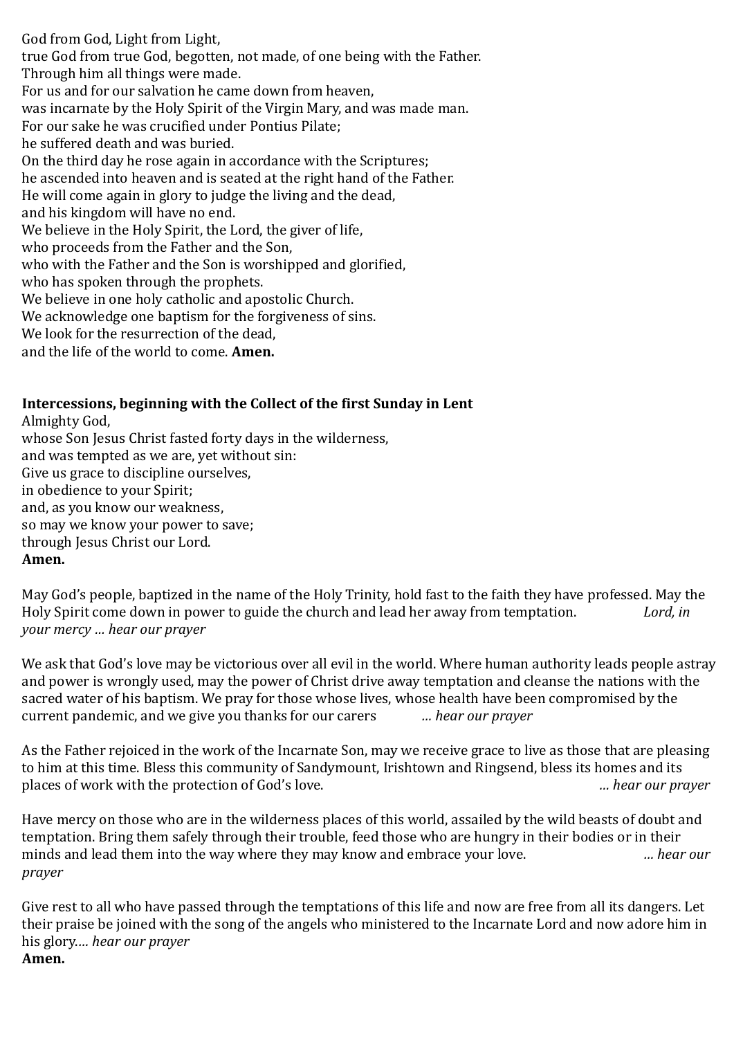God from God, Light from Light,
true God from true God, begotten, not made, of one being with the Father.
Through him all things were made.
For us and for our salvation he came down from heaven,
was incarnate by the Holy Spirit of the Virgin Mary, and was made man.
For our sake he was crucified under Pontius Pilate;
he suffered death and was buried.
On the third day he rose again in accordance with the Scriptures;
he ascended into heaven and is seated at the right hand of the Father.
He will come again in glory to judge the living and the dead,
and his kingdom will have no end.
We believe in the Holy Spirit, the Lord, the giver of life,
who proceeds from the Father and the Son,
who with the Father and the Son is worshipped and glorified,
who has spoken through the prophets.
We believe in one holy catholic and apostolic Church.
We acknowledge one baptism for the forgiveness of sins.
We look for the resurrection of the dead,
and the life of the world to come. **Amen.**

**Intercessions, beginning with the Collect of the first Sunday in Lent**

Almighty God,
whose Son Jesus Christ fasted forty days in the wilderness,
and was tempted as we are, yet without sin:
Give us grace to discipline ourselves,
in obedience to your Spirit;
and, as you know our weakness,
so may we know your power to save;
through Jesus Christ our Lord.
**Amen.**

May God's people, baptized in the name of the Holy Trinity, hold fast to the faith they have professed. May the Holy Spirit come down in power to guide the church and lead her away from temptation. *Lord, in your mercy … hear our prayer*

We ask that God's love may be victorious over all evil in the world. Where human authority leads people astray and power is wrongly used, may the power of Christ drive away temptation and cleanse the nations with the sacred water of his baptism. We pray for those whose lives, whose health have been compromised by the current pandemic, and we give you thanks for our carers *… hear our prayer*

As the Father rejoiced in the work of the Incarnate Son, may we receive grace to live as those that are pleasing to him at this time. Bless this community of Sandymount, Irishtown and Ringsend, bless its homes and its places of work with the protection of God's love. *… hear our prayer*

Have mercy on those who are in the wilderness places of this world, assailed by the wild beasts of doubt and temptation. Bring them safely through their trouble, feed those who are hungry in their bodies or in their minds and lead them into the way where they may know and embrace your love. *… hear our prayer*

Give rest to all who have passed through the temptations of this life and now are free from all its dangers. Let their praise be joined with the song of the angels who ministered to the Incarnate Lord and now adore him in his glory.*… hear our prayer*
**Amen.**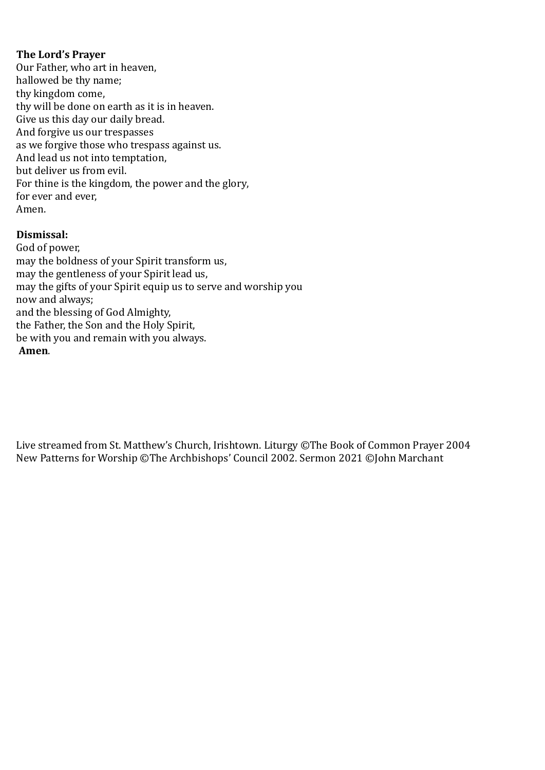**The Lord's Prayer**
Our Father, who art in heaven,
hallowed be thy name;
thy kingdom come,
thy will be done on earth as it is in heaven.
Give us this day our daily bread.
And forgive us our trespasses
as we forgive those who trespass against us.
And lead us not into temptation,
but deliver us from evil.
For thine is the kingdom, the power and the glory,
for ever and ever,
Amen.

**Dismissal:**
God of power,
may the boldness of your Spirit transform us,
may the gentleness of your Spirit lead us,
may the gifts of your Spirit equip us to serve and worship you
now and always;
and the blessing of God Almighty,
the Father, the Son and the Holy Spirit,
be with you and remain with you always.
**Amen**.

Live streamed from St. Matthew's Church, Irishtown. Liturgy ©The Book of Common Prayer 2004
New Patterns for Worship ©The Archbishops' Council 2002. Sermon 2021 ©John Marchant